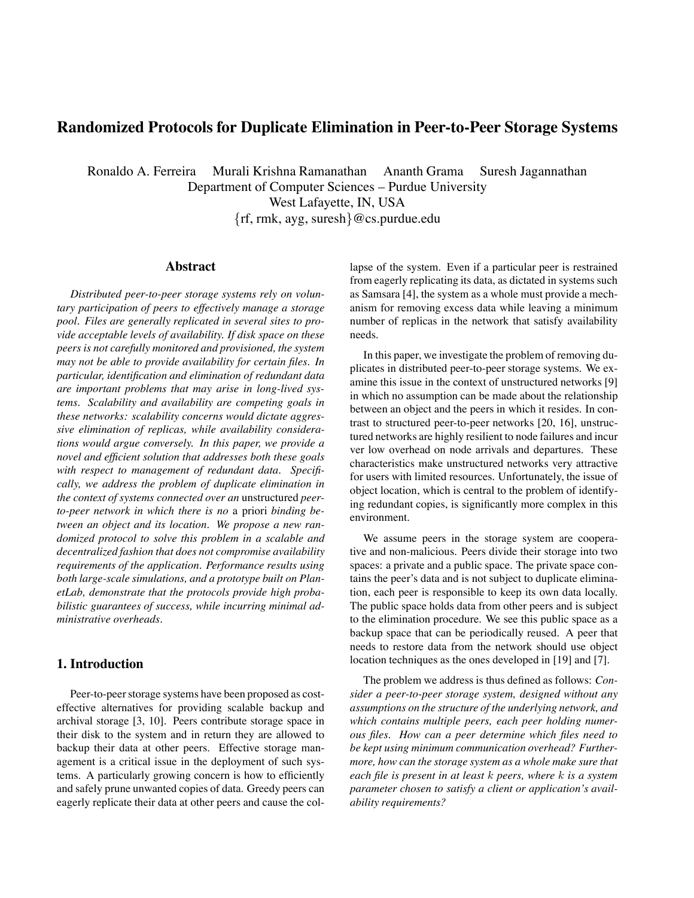# Randomized Protocols for Duplicate Elimination in Peer-to-Peer Storage Systems

Ronaldo A. Ferreira  Murali Krishna Ramanathan  Ananth Grama  Suresh Jagannathan
Department of Computer Sciences – Purdue University
West Lafayette, IN, USA
{rf, rmk, ayg, suresh}@cs.purdue.edu

## Abstract

*Distributed peer-to-peer storage systems rely on voluntary participation of peers to effectively manage a storage pool. Files are generally replicated in several sites to provide acceptable levels of availability. If disk space on these peers is not carefully monitored and provisioned, the system may not be able to provide availability for certain files. In particular, identification and elimination of redundant data are important problems that may arise in long-lived systems. Scalability and availability are competing goals in these networks: scalability concerns would dictate aggressive elimination of replicas, while availability considerations would argue conversely. In this paper, we provide a novel and efficient solution that addresses both these goals with respect to management of redundant data. Specifically, we address the problem of duplicate elimination in the context of systems connected over an* unstructured *peer-to-peer network in which there is no* a priori *binding between an object and its location. We propose a new randomized protocol to solve this problem in a scalable and decentralized fashion that does not compromise availability requirements of the application. Performance results using both large-scale simulations, and a prototype built on PlanetLab, demonstrate that the protocols provide high probabilistic guarantees of success, while incurring minimal administrative overheads.*

## 1. Introduction

Peer-to-peer storage systems have been proposed as cost-effective alternatives for providing scalable backup and archival storage [3, 10]. Peers contribute storage space in their disk to the system and in return they are allowed to backup their data at other peers. Effective storage management is a critical issue in the deployment of such systems. A particularly growing concern is how to efficiently and safely prune unwanted copies of data. Greedy peers can eagerly replicate their data at other peers and cause the collapse of the system. Even if a particular peer is restrained from eagerly replicating its data, as dictated in systems such as Samsara [4], the system as a whole must provide a mechanism for removing excess data while leaving a minimum number of replicas in the network that satisfy availability needs.

In this paper, we investigate the problem of removing duplicates in distributed peer-to-peer storage systems. We examine this issue in the context of unstructured networks [9] in which no assumption can be made about the relationship between an object and the peers in which it resides. In contrast to structured peer-to-peer networks [20, 16], unstructured networks are highly resilient to node failures and incur ver low overhead on node arrivals and departures. These characteristics make unstructured networks very attractive for users with limited resources. Unfortunately, the issue of object location, which is central to the problem of identifying redundant copies, is significantly more complex in this environment.

We assume peers in the storage system are cooperative and non-malicious. Peers divide their storage into two spaces: a private and a public space. The private space contains the peer's data and is not subject to duplicate elimination, each peer is responsible to keep its own data locally. The public space holds data from other peers and is subject to the elimination procedure. We see this public space as a backup space that can be periodically reused. A peer that needs to restore data from the network should use object location techniques as the ones developed in [19] and [7].

The problem we address is thus defined as follows: *Consider a peer-to-peer storage system, designed without any assumptions on the structure of the underlying network, and which contains multiple peers, each peer holding numerous files. How can a peer determine which files need to be kept using minimum communication overhead? Furthermore, how can the storage system as a whole make sure that each file is present in at least $k$ peers, where $k$ is a system parameter chosen to satisfy a client or application's availability requirements?*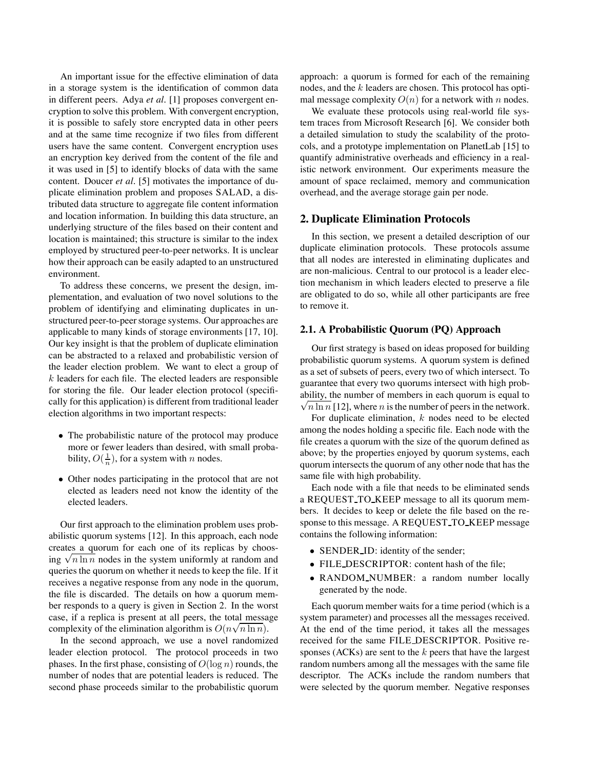An important issue for the effective elimination of data in a storage system is the identification of common data in different peers. Adya *et al*. [1] proposes convergent encryption to solve this problem. With convergent encryption, it is possible to safely store encrypted data in other peers and at the same time recognize if two files from different users have the same content. Convergent encryption uses an encryption key derived from the content of the file and it was used in [5] to identify blocks of data with the same content. Doucer *et al*. [5] motivates the importance of duplicate elimination problem and proposes SALAD, a distributed data structure to aggregate file content information and location information. In building this data structure, an underlying structure of the files based on their content and location is maintained; this structure is similar to the index employed by structured peer-to-peer networks. It is unclear how their approach can be easily adapted to an unstructured environment.

To address these concerns, we present the design, implementation, and evaluation of two novel solutions to the problem of identifying and eliminating duplicates in unstructured peer-to-peer storage systems. Our approaches are applicable to many kinds of storage environments [17, 10]. Our key insight is that the problem of duplicate elimination can be abstracted to a relaxed and probabilistic version of the leader election problem. We want to elect a group of $k$ leaders for each file. The elected leaders are responsible for storing the file. Our leader election protocol (specifically for this application) is different from traditional leader election algorithms in two important respects:

- The probabilistic nature of the protocol may produce more or fewer leaders than desired, with small probability, $O(\frac{1}{n})$, for a system with $n$ nodes.
- Other nodes participating in the protocol that are not elected as leaders need not know the identity of the elected leaders.

Our first approach to the elimination problem uses probabilistic quorum systems [12]. In this approach, each node creates a quorum for each one of its replicas by choosing $\sqrt{n \ln n}$ nodes in the system uniformly at random and queries the quorum on whether it needs to keep the file. If it receives a negative response from any node in the quorum, the file is discarded. The details on how a quorum member responds to a query is given in Section 2. In the worst case, if a replica is present at all peers, the total message complexity of the elimination algorithm is $O(n\sqrt{n \ln n})$.

In the second approach, we use a novel randomized leader election protocol. The protocol proceeds in two phases. In the first phase, consisting of $O(\log n)$ rounds, the number of nodes that are potential leaders is reduced. The second phase proceeds similar to the probabilistic quorum approach: a quorum is formed for each of the remaining nodes, and the $k$ leaders are chosen. This protocol has optimal message complexity $O(n)$ for a network with $n$ nodes.

We evaluate these protocols using real-world file system traces from Microsoft Research [6]. We consider both a detailed simulation to study the scalability of the protocols, and a prototype implementation on PlanetLab [15] to quantify administrative overheads and efficiency in a realistic network environment. Our experiments measure the amount of space reclaimed, memory and communication overhead, and the average storage gain per node.

## 2. Duplicate Elimination Protocols

In this section, we present a detailed description of our duplicate elimination protocols. These protocols assume that all nodes are interested in eliminating duplicates and are non-malicious. Central to our protocol is a leader election mechanism in which leaders elected to preserve a file are obligated to do so, while all other participants are free to remove it.

### 2.1. A Probabilistic Quorum (PQ) Approach

Our first strategy is based on ideas proposed for building probabilistic quorum systems. A quorum system is defined as a set of subsets of peers, every two of which intersect. To guarantee that every two quorums intersect with high probability, the number of members in each quorum is equal to $\sqrt{n \ln n}$ [12], where $n$ is the number of peers in the network.

For duplicate elimination, $k$ nodes need to be elected among the nodes holding a specific file. Each node with the file creates a quorum with the size of the quorum defined as above; by the properties enjoyed by quorum systems, each quorum intersects the quorum of any other node that has the same file with high probability.

Each node with a file that needs to be eliminated sends a REQUEST_TO_KEEP message to all its quorum members. It decides to keep or delete the file based on the response to this message. A REQUEST_TO_KEEP message contains the following information:

- SENDER_ID: identity of the sender;
- FILE_DESCRIPTOR: content hash of the file;
- RANDOM_NUMBER: a random number locally generated by the node.

Each quorum member waits for a time period (which is a system parameter) and processes all the messages received. At the end of the time period, it takes all the messages received for the same FILE_DESCRIPTOR. Positive responses (ACKs) are sent to the $k$ peers that have the largest random numbers among all the messages with the same file descriptor. The ACKs include the random numbers that were selected by the quorum member. Negative responses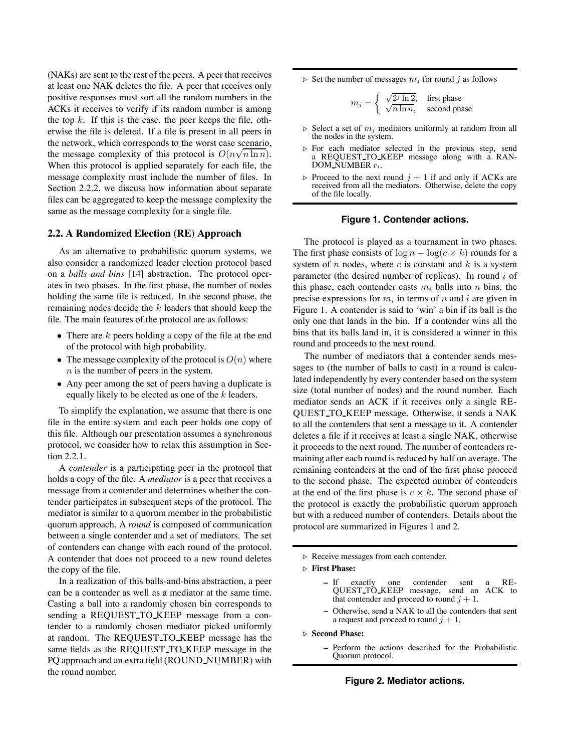(NAKs) are sent to the rest of the peers. A peer that receives at least one NAK deletes the file. A peer that receives only positive responses must sort all the random numbers in the ACKs it receives to verify if its random number is among the top $k$. If this is the case, the peer keeps the file, otherwise the file is deleted. If a file is present in all peers in the network, which corresponds to the worst case scenario, the message complexity of this protocol is $O(n\sqrt{n \ln n})$. When this protocol is applied separately for each file, the message complexity must include the number of files. In Section 2.2.2, we discuss how information about separate files can be aggregated to keep the message complexity the same as the message complexity for a single file.

## 2.2. A Randomized Election (RE) Approach

As an alternative to probabilistic quorum systems, we also consider a randomized leader election protocol based on a *balls and bins* [14] abstraction. The protocol operates in two phases. In the first phase, the number of nodes holding the same file is reduced. In the second phase, the remaining nodes decide the $k$ leaders that should keep the file. The main features of the protocol are as follows:

- There are $k$ peers holding a copy of the file at the end of the protocol with high probability.
- The message complexity of the protocol is $O(n)$ where $n$ is the number of peers in the system.
- Any peer among the set of peers having a duplicate is equally likely to be elected as one of the $k$ leaders.

To simplify the explanation, we assume that there is one file in the entire system and each peer holds one copy of this file. Although our presentation assumes a synchronous protocol, we consider how to relax this assumption in Section 2.2.1.

A *contender* is a participating peer in the protocol that holds a copy of the file. A *mediator* is a peer that receives a message from a contender and determines whether the contender participates in subsequent steps of the protocol. The mediator is similar to a quorum member in the probabilistic quorum approach. A *round* is composed of communication between a single contender and a set of mediators. The set of contenders can change with each round of the protocol. A contender that does not proceed to a new round deletes the copy of the file.

In a realization of this balls-and-bins abstraction, a peer can be a contender as well as a mediator at the same time. Casting a ball into a randomly chosen bin corresponds to sending a REQUEST_TO_KEEP message from a contender to a randomly chosen mediator picked uniformly at random. The REQUEST_TO_KEEP message has the same fields as the REQUEST_TO_KEEP message in the PQ approach and an extra field (ROUND_NUMBER) with the round number.

---

▷ Set the number of messages $m_j$ for round $j$ as follows

$$m_j = \begin{cases} \sqrt{2^j \ln 2}, & \text{first phase} \\ \sqrt{n \ln n}, & \text{second phase} \end{cases}$$

▷ Select a set of $m_j$ mediators uniformly at random from all the nodes in the system.

▷ For each mediator selected in the previous step, send a REQUEST_TO_KEEP message along with a RANDOM_NUMBER $r_i$.

▷ Proceed to the next round $j + 1$ if and only if ACKs are received from all the mediators. Otherwise, delete the copy of the file locally.

---

**Figure 1. Contender actions.**

The protocol is played as a tournament in two phases. The first phase consists of $\log n - \log(c \times k)$ rounds for a system of $n$ nodes, where $c$ is constant and $k$ is a system parameter (the desired number of replicas). In round $i$ of this phase, each contender casts $m_i$ balls into $n$ bins, the precise expressions for $m_i$ in terms of $n$ and $i$ are given in Figure 1. A contender is said to 'win' a bin if its ball is the only one that lands in the bin. If a contender wins all the bins that its balls land in, it is considered a winner in this round and proceeds to the next round.

The number of mediators that a contender sends messages to (the number of balls to cast) in a round is calculated independently by every contender based on the system size (total number of nodes) and the round number. Each mediator sends an ACK if it receives only a single REQUEST_TO_KEEP message. Otherwise, it sends a NAK to all the contenders that sent a message to it. A contender deletes a file if it receives at least a single NAK, otherwise it proceeds to the next round. The number of contenders remaining after each round is reduced by half on average. The remaining contenders at the end of the first phase proceed to the second phase. The expected number of contenders at the end of the first phase is $c \times k$. The second phase of the protocol is exactly the probabilistic quorum approach but with a reduced number of contenders. Details about the protocol are summarized in Figures 1 and 2.

---

▷ Receive messages from each contender.

▷ **First Phase:**

- If exactly one contender sent a REQUEST_TO_KEEP message, send an ACK to that contender and proceed to round $j + 1$.
- Otherwise, send a NAK to all the contenders that sent a request and proceed to round $j + 1$.

▷ **Second Phase:**

- Perform the actions described for the Probabilistic Quorum protocol.

---

**Figure 2. Mediator actions.**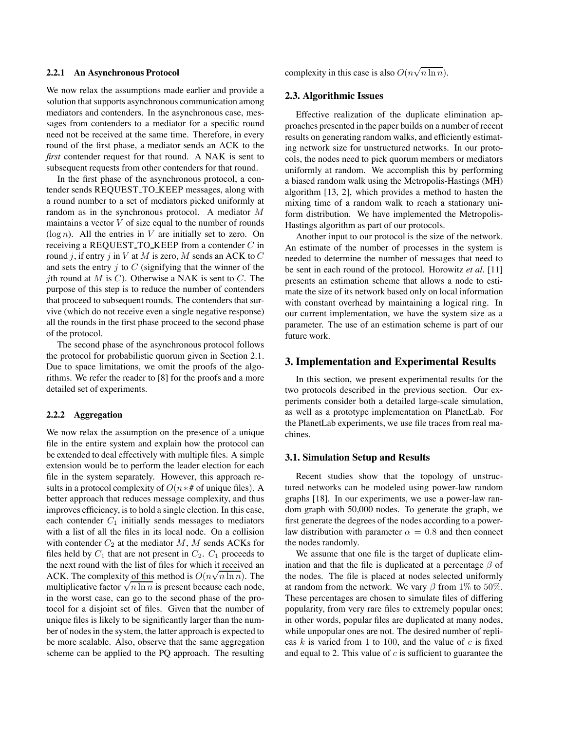#### 2.2.1 An Asynchronous Protocol

We now relax the assumptions made earlier and provide a solution that supports asynchronous communication among mediators and contenders. In the asynchronous case, messages from contenders to a mediator for a specific round need not be received at the same time. Therefore, in every round of the first phase, a mediator sends an ACK to the *first* contender request for that round. A NAK is sent to subsequent requests from other contenders for that round.

In the first phase of the asynchronous protocol, a contender sends REQUEST_TO_KEEP messages, along with a round number to a set of mediators picked uniformly at random as in the synchronous protocol. A mediator $M$ maintains a vector $V$ of size equal to the number of rounds ($\log n$). All the entries in $V$ are initially set to zero. On receiving a REQUEST_TO_KEEP from a contender $C$ in round $j$, if entry $j$ in $V$ at $M$ is zero, $M$ sends an ACK to $C$ and sets the entry $j$ to $C$ (signifying that the winner of the $j$th round at $M$ is $C$). Otherwise a NAK is sent to $C$. The purpose of this step is to reduce the number of contenders that proceed to subsequent rounds. The contenders that survive (which do not receive even a single negative response) all the rounds in the first phase proceed to the second phase of the protocol.

The second phase of the asynchronous protocol follows the protocol for probabilistic quorum given in Section 2.1. Due to space limitations, we omit the proofs of the algorithms. We refer the reader to [8] for the proofs and a more detailed set of experiments.

#### 2.2.2 Aggregation

We now relax the assumption on the presence of a unique file in the entire system and explain how the protocol can be extended to deal effectively with multiple files. A simple extension would be to perform the leader election for each file in the system separately. However, this approach results in a protocol complexity of $O(n * \#$ of unique files$)$. A better approach that reduces message complexity, and thus improves efficiency, is to hold a single election. In this case, each contender $C_1$ initially sends messages to mediators with a list of all the files in its local node. On a collision with contender $C_2$ at the mediator $M$, $M$ sends ACKs for files held by $C_1$ that are not present in $C_2$. $C_1$ proceeds to the next round with the list of files for which it received an ACK. The complexity of this method is $O(n\sqrt{n \ln n})$. The multiplicative factor $\sqrt{n \ln n}$ is present because each node, in the worst case, can go to the second phase of the protocol for a disjoint set of files. Given that the number of unique files is likely to be significantly larger than the number of nodes in the system, the latter approach is expected to be more scalable. Also, observe that the same aggregation scheme can be applied to the PQ approach. The resulting complexity in this case is also $O(n\sqrt{n \ln n})$.

### 2.3. Algorithmic Issues

Effective realization of the duplicate elimination approaches presented in the paper builds on a number of recent results on generating random walks, and efficiently estimating network size for unstructured networks. In our protocols, the nodes need to pick quorum members or mediators uniformly at random. We accomplish this by performing a biased random walk using the Metropolis-Hastings (MH) algorithm [13, 2], which provides a method to hasten the mixing time of a random walk to reach a stationary uniform distribution. We have implemented the Metropolis-Hastings algorithm as part of our protocols.

Another input to our protocol is the size of the network. An estimate of the number of processes in the system is needed to determine the number of messages that need to be sent in each round of the protocol. Horowitz *et al*. [11] presents an estimation scheme that allows a node to estimate the size of its network based only on local information with constant overhead by maintaining a logical ring. In our current implementation, we have the system size as a parameter. The use of an estimation scheme is part of our future work.

## 3. Implementation and Experimental Results

In this section, we present experimental results for the two protocols described in the previous section. Our experiments consider both a detailed large-scale simulation, as well as a prototype implementation on PlanetLab. For the PlanetLab experiments, we use file traces from real machines.

### 3.1. Simulation Setup and Results

Recent studies show that the topology of unstructured networks can be modeled using power-law random graphs [18]. In our experiments, we use a power-law random graph with 50,000 nodes. To generate the graph, we first generate the degrees of the nodes according to a power-law distribution with parameter $\alpha = 0.8$ and then connect the nodes randomly.

We assume that one file is the target of duplicate elimination and that the file is duplicated at a percentage $\beta$ of the nodes. The file is placed at nodes selected uniformly at random from the network. We vary $\beta$ from $1\%$ to $50\%$. These percentages are chosen to simulate files of differing popularity, from very rare files to extremely popular ones; in other words, popular files are duplicated at many nodes, while unpopular ones are not. The desired number of replicas $k$ is varied from 1 to 100, and the value of $c$ is fixed and equal to 2. This value of $c$ is sufficient to guarantee the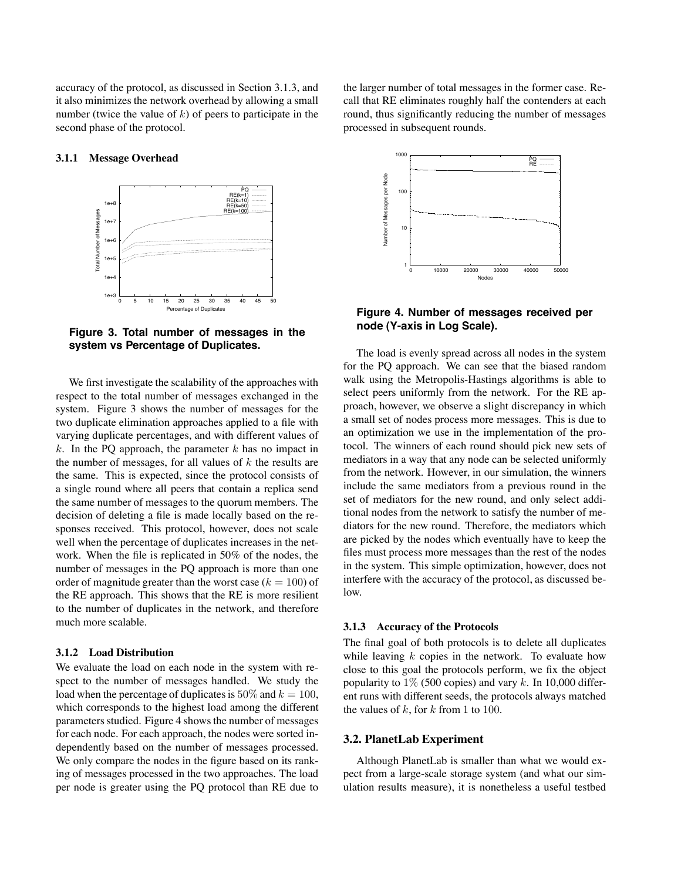accuracy of the protocol, as discussed in Section 3.1.3, and it also minimizes the network overhead by allowing a small number (twice the value of $k$) of peers to participate in the second phase of the protocol.

### 3.1.1 Message Overhead

**Figure 3. Total number of messages in the system vs Percentage of Duplicates.**

We first investigate the scalability of the approaches with respect to the total number of messages exchanged in the system. Figure 3 shows the number of messages for the two duplicate elimination approaches applied to a file with varying duplicate percentages, and with different values of $k$. In the PQ approach, the parameter $k$ has no impact in the number of messages, for all values of $k$ the results are the same. This is expected, since the protocol consists of a single round where all peers that contain a replica send the same number of messages to the quorum members. The decision of deleting a file is made locally based on the responses received. This protocol, however, does not scale well when the percentage of duplicates increases in the network. When the file is replicated in 50% of the nodes, the number of messages in the PQ approach is more than one order of magnitude greater than the worst case ($k = 100$) of the RE approach. This shows that the RE is more resilient to the number of duplicates in the network, and therefore much more scalable.

### 3.1.2 Load Distribution

We evaluate the load on each node in the system with respect to the number of messages handled. We study the load when the percentage of duplicates is $50\%$ and $k = 100$, which corresponds to the highest load among the different parameters studied. Figure 4 shows the number of messages for each node. For each approach, the nodes were sorted independently based on the number of messages processed. We only compare the nodes in the figure based on its ranking of messages processed in the two approaches. The load per node is greater using the PQ protocol than RE due to the larger number of total messages in the former case. Recall that RE eliminates roughly half the contenders at each round, thus significantly reducing the number of messages processed in subsequent rounds.

**Figure 4. Number of messages received per node (Y-axis in Log Scale).**

The load is evenly spread across all nodes in the system for the PQ approach. We can see that the biased random walk using the Metropolis-Hastings algorithms is able to select peers uniformly from the network. For the RE approach, however, we observe a slight discrepancy in which a small set of nodes process more messages. This is due to an optimization we use in the implementation of the protocol. The winners of each round should pick new sets of mediators in a way that any node can be selected uniformly from the network. However, in our simulation, the winners include the same mediators from a previous round in the set of mediators for the new round, and only select additional nodes from the network to satisfy the number of mediators for the new round. Therefore, the mediators which are picked by the nodes which eventually have to keep the files must process more messages than the rest of the nodes in the system. This simple optimization, however, does not interfere with the accuracy of the protocol, as discussed below.

### 3.1.3 Accuracy of the Protocols

The final goal of both protocols is to delete all duplicates while leaving $k$ copies in the network. To evaluate how close to this goal the protocols perform, we fix the object popularity to $1\%$ (500 copies) and vary $k$. In 10,000 different runs with different seeds, the protocols always matched the values of $k$, for $k$ from $1$ to $100$.

## 3.2. PlanetLab Experiment

Although PlanetLab is smaller than what we would expect from a large-scale storage system (and what our simulation results measure), it is nonetheless a useful testbed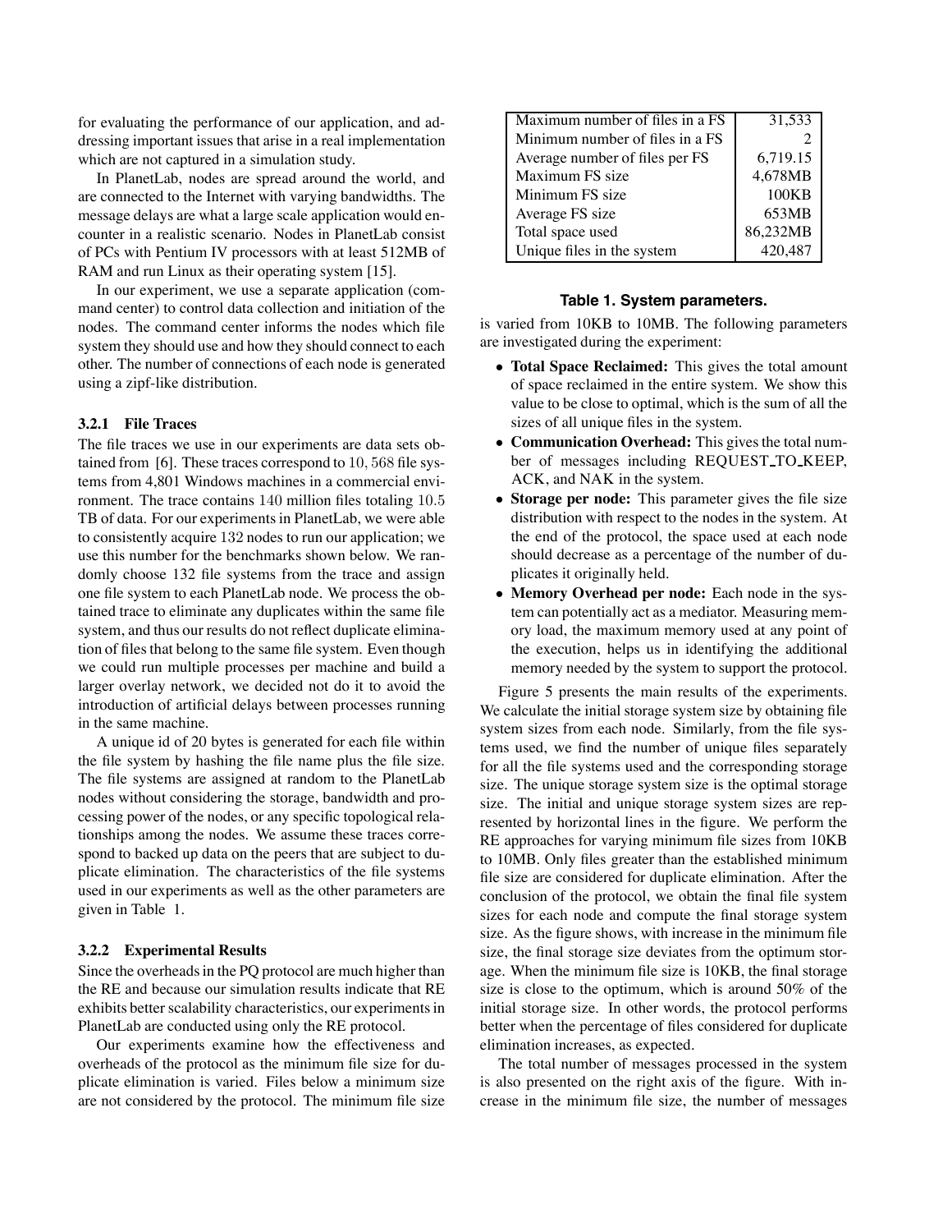for evaluating the performance of our application, and addressing important issues that arise in a real implementation which are not captured in a simulation study.

In PlanetLab, nodes are spread around the world, and are connected to the Internet with varying bandwidths. The message delays are what a large scale application would encounter in a realistic scenario. Nodes in PlanetLab consist of PCs with Pentium IV processors with at least 512MB of RAM and run Linux as their operating system [15].

In our experiment, we use a separate application (command center) to control data collection and initiation of the nodes. The command center informs the nodes which file system they should use and how they should connect to each other. The number of connections of each node is generated using a zipf-like distribution.

#### 3.2.1 File Traces

The file traces we use in our experiments are data sets obtained from [6]. These traces correspond to $10,568$ file systems from 4,801 Windows machines in a commercial environment. The trace contains $140$ million files totaling $10.5$ TB of data. For our experiments in PlanetLab, we were able to consistently acquire $132$ nodes to run our application; we use this number for the benchmarks shown below. We randomly choose 132 file systems from the trace and assign one file system to each PlanetLab node. We process the obtained trace to eliminate any duplicates within the same file system, and thus our results do not reflect duplicate elimination of files that belong to the same file system. Even though we could run multiple processes per machine and build a larger overlay network, we decided not do it to avoid the introduction of artificial delays between processes running in the same machine.

A unique id of 20 bytes is generated for each file within the file system by hashing the file name plus the file size. The file systems are assigned at random to the PlanetLab nodes without considering the storage, bandwidth and processing power of the nodes, or any specific topological relationships among the nodes. We assume these traces correspond to backed up data on the peers that are subject to duplicate elimination. The characteristics of the file systems used in our experiments as well as the other parameters are given in Table 1.

#### 3.2.2 Experimental Results

Since the overheads in the PQ protocol are much higher than the RE and because our simulation results indicate that RE exhibits better scalability characteristics, our experiments in PlanetLab are conducted using only the RE protocol.

Our experiments examine how the effectiveness and overheads of the protocol as the minimum file size for duplicate elimination is varied. Files below a minimum size are not considered by the protocol. The minimum file size is varied from 10KB to 10MB. The following parameters are investigated during the experiment:

| Parameter | Value |
|---|---|
| Maximum number of files in a FS | 31,533 |
| Minimum number of files in a FS | 2 |
| Average number of files per FS | 6,719.15 |
| Maximum FS size | 4,678MB |
| Minimum FS size | 100KB |
| Average FS size | 653MB |
| Total space used | 86,232MB |
| Unique files in the system | 420,487 |

**Table 1. System parameters.**

- **Total Space Reclaimed:** This gives the total amount of space reclaimed in the entire system. We show this value to be close to optimal, which is the sum of all the sizes of all unique files in the system.
- **Communication Overhead:** This gives the total number of messages including REQUEST_TO_KEEP, ACK, and NAK in the system.
- **Storage per node:** This parameter gives the file size distribution with respect to the nodes in the system. At the end of the protocol, the space used at each node should decrease as a percentage of the number of duplicates it originally held.
- **Memory Overhead per node:** Each node in the system can potentially act as a mediator. Measuring memory load, the maximum memory used at any point of the execution, helps us in identifying the additional memory needed by the system to support the protocol.

Figure 5 presents the main results of the experiments. We calculate the initial storage system size by obtaining file system sizes from each node. Similarly, from the file systems used, we find the number of unique files separately for all the file systems used and the corresponding storage size. The unique storage system size is the optimal storage size. The initial and unique storage system sizes are represented by horizontal lines in the figure. We perform the RE approaches for varying minimum file sizes from 10KB to 10MB. Only files greater than the established minimum file size are considered for duplicate elimination. After the conclusion of the protocol, we obtain the final file system sizes for each node and compute the final storage system size. As the figure shows, with increase in the minimum file size, the final storage size deviates from the optimum storage. When the minimum file size is 10KB, the final storage size is close to the optimum, which is around 50% of the initial storage size. In other words, the protocol performs better when the percentage of files considered for duplicate elimination increases, as expected.

The total number of messages processed in the system is also presented on the right axis of the figure. With increase in the minimum file size, the number of messages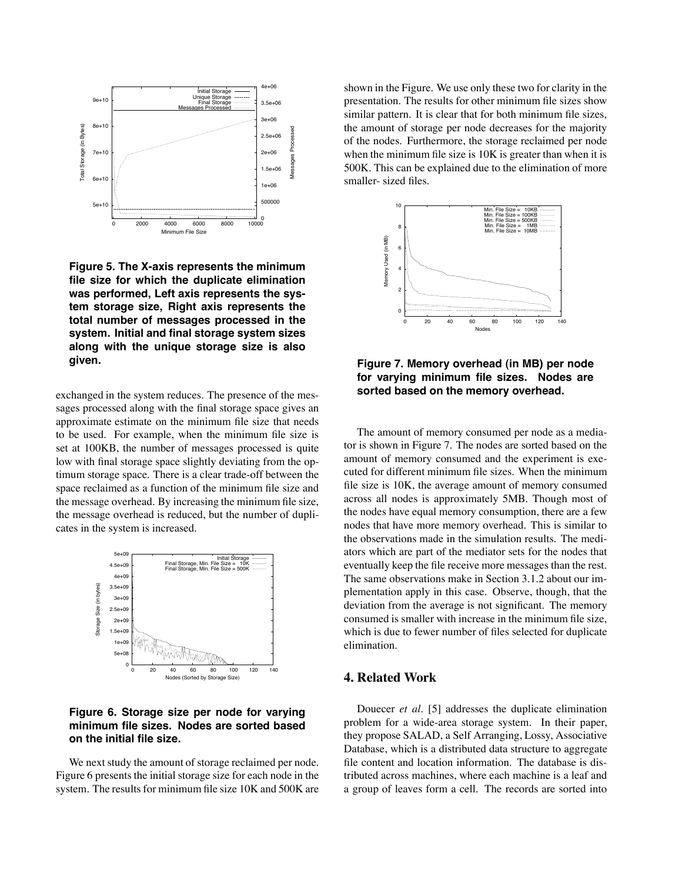**Figure 5. The X-axis represents the minimum file size for which the duplicate elimination was performed, Left axis represents the system storage size, Right axis represents the total number of messages processed in the system. Initial and final storage system sizes along with the unique storage size is also given.**

exchanged in the system reduces. The presence of the messages processed along with the final storage space gives an approximate estimate on the minimum file size that needs to be used. For example, when the minimum file size is set at 100KB, the number of messages processed is quite low with final storage space slightly deviating from the optimum storage space. There is a clear trade-off between the space reclaimed as a function of the minimum file size and the message overhead. By increasing the minimum file size, the message overhead is reduced, but the number of duplicates in the system is increased.

**Figure 6. Storage size per node for varying minimum file sizes. Nodes are sorted based on the initial file size.**

We next study the amount of storage reclaimed per node. Figure 6 presents the initial storage size for each node in the system. The results for minimum file size 10K and 500K are shown in the Figure. We use only these two for clarity in the presentation. The results for other minimum file sizes show similar pattern. It is clear that for both minimum file sizes, the amount of storage per node decreases for the majority of the nodes. Furthermore, the storage reclaimed per node when the minimum file size is 10K is greater than when it is 500K. This can be explained due to the elimination of more smaller- sized files.

**Figure 7. Memory overhead (in MB) per node for varying minimum file sizes. Nodes are sorted based on the memory overhead.**

The amount of memory consumed per node as a mediator is shown in Figure 7. The nodes are sorted based on the amount of memory consumed and the experiment is executed for different minimum file sizes. When the minimum file size is 10K, the average amount of memory consumed across all nodes is approximately 5MB. Though most of the nodes have equal memory consumption, there are a few nodes that have more memory overhead. This is similar to the observations made in the simulation results. The mediators which are part of the mediator sets for the nodes that eventually keep the file receive more messages than the rest. The same observations make in Section 3.1.2 about our implementation apply in this case. Observe, though, that the deviation from the average is not significant. The memory consumed is smaller with increase in the minimum file size, which is due to fewer number of files selected for duplicate elimination.

## 4. Related Work

Douecer *et al*. [5] addresses the duplicate elimination problem for a wide-area storage system. In their paper, they propose SALAD, a Self Arranging, Lossy, Associative Database, which is a distributed data structure to aggregate file content and location information. The database is distributed across machines, where each machine is a leaf and a group of leaves form a cell. The records are sorted into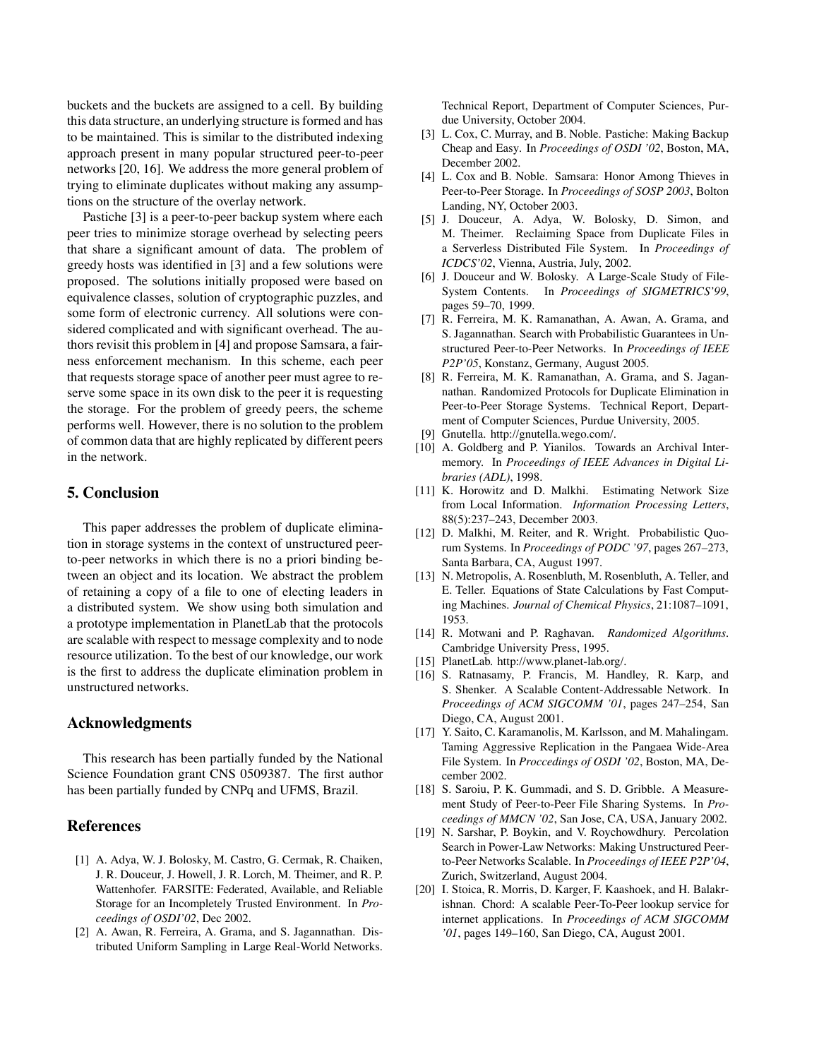buckets and the buckets are assigned to a cell. By building this data structure, an underlying structure is formed and has to be maintained. This is similar to the distributed indexing approach present in many popular structured peer-to-peer networks [20, 16]. We address the more general problem of trying to eliminate duplicates without making any assumptions on the structure of the overlay network.

Pastiche [3] is a peer-to-peer backup system where each peer tries to minimize storage overhead by selecting peers that share a significant amount of data. The problem of greedy hosts was identified in [3] and a few solutions were proposed. The solutions initially proposed were based on equivalence classes, solution of cryptographic puzzles, and some form of electronic currency. All solutions were considered complicated and with significant overhead. The authors revisit this problem in [4] and propose Samsara, a fairness enforcement mechanism. In this scheme, each peer that requests storage space of another peer must agree to reserve some space in its own disk to the peer it is requesting the storage. For the problem of greedy peers, the scheme performs well. However, there is no solution to the problem of common data that are highly replicated by different peers in the network.

## 5. Conclusion

This paper addresses the problem of duplicate elimination in storage systems in the context of unstructured peer-to-peer networks in which there is no a priori binding between an object and its location. We abstract the problem of retaining a copy of a file to one of electing leaders in a distributed system. We show using both simulation and a prototype implementation in PlanetLab that the protocols are scalable with respect to message complexity and to node resource utilization. To the best of our knowledge, our work is the first to address the duplicate elimination problem in unstructured networks.

## Acknowledgments

This research has been partially funded by the National Science Foundation grant CNS 0509387. The first author has been partially funded by CNPq and UFMS, Brazil.

## References

[1] A. Adya, W. J. Bolosky, M. Castro, G. Cermak, R. Chaiken, J. R. Douceur, J. Howell, J. R. Lorch, M. Theimer, and R. P. Wattenhofer. FARSITE: Federated, Available, and Reliable Storage for an Incompletely Trusted Environment. In *Proceedings of OSDI'02*, Dec 2002.

[2] A. Awan, R. Ferreira, A. Grama, and S. Jagannathan. Distributed Uniform Sampling in Large Real-World Networks. Technical Report, Department of Computer Sciences, Purdue University, October 2004.

[3] L. Cox, C. Murray, and B. Noble. Pastiche: Making Backup Cheap and Easy. In *Proceedings of OSDI '02*, Boston, MA, December 2002.

[4] L. Cox and B. Noble. Samsara: Honor Among Thieves in Peer-to-Peer Storage. In *Proceedings of SOSP 2003*, Bolton Landing, NY, October 2003.

[5] J. Douceur, A. Adya, W. Bolosky, D. Simon, and M. Theimer. Reclaiming Space from Duplicate Files in a Serverless Distributed File System. In *Proceedings of ICDCS'02*, Vienna, Austria, July, 2002.

[6] J. Douceur and W. Bolosky. A Large-Scale Study of File-System Contents. In *Proceedings of SIGMETRICS'99*, pages 59–70, 1999.

[7] R. Ferreira, M. K. Ramanathan, A. Awan, A. Grama, and S. Jagannathan. Search with Probabilistic Guarantees in Unstructured Peer-to-Peer Networks. In *Proceedings of IEEE P2P'05*, Konstanz, Germany, August 2005.

[8] R. Ferreira, M. K. Ramanathan, A. Grama, and S. Jagannathan. Randomized Protocols for Duplicate Elimination in Peer-to-Peer Storage Systems. Technical Report, Department of Computer Sciences, Purdue University, 2005.

[9] Gnutella. http://gnutella.wego.com/.

[10] A. Goldberg and P. Yianilos. Towards an Archival Intermemory. In *Proceedings of IEEE Advances in Digital Libraries (ADL)*, 1998.

[11] K. Horowitz and D. Malkhi. Estimating Network Size from Local Information. *Information Processing Letters*, 88(5):237–243, December 2003.

[12] D. Malkhi, M. Reiter, and R. Wright. Probabilistic Quorum Systems. In *Proceedings of PODC '97*, pages 267–273, Santa Barbara, CA, August 1997.

[13] N. Metropolis, A. Rosenbluth, M. Rosenbluth, A. Teller, and E. Teller. Equations of State Calculations by Fast Computing Machines. *Journal of Chemical Physics*, 21:1087–1091, 1953.

[14] R. Motwani and P. Raghavan. *Randomized Algorithms*. Cambridge University Press, 1995.

[15] PlanetLab. http://www.planet-lab.org/.

[16] S. Ratnasamy, P. Francis, M. Handley, R. Karp, and S. Shenker. A Scalable Content-Addressable Network. In *Proceedings of ACM SIGCOMM '01*, pages 247–254, San Diego, CA, August 2001.

[17] Y. Saito, C. Karamanolis, M. Karlsson, and M. Mahalingam. Taming Aggressive Replication in the Pangaea Wide-Area File System. In *Proccedings of OSDI '02*, Boston, MA, December 2002.

[18] S. Saroiu, P. K. Gummadi, and S. D. Gribble. A Measurement Study of Peer-to-Peer File Sharing Systems. In *Proceedings of MMCN '02*, San Jose, CA, USA, January 2002.

[19] N. Sarshar, P. Boykin, and V. Roychowdhury. Percolation Search in Power-Law Networks: Making Unstructured Peer-to-Peer Networks Scalable. In *Proceedings of IEEE P2P'04*, Zurich, Switzerland, August 2004.

[20] I. Stoica, R. Morris, D. Karger, F. Kaashoek, and H. Balakrishnan. Chord: A scalable Peer-To-Peer lookup service for internet applications. In *Proceedings of ACM SIGCOMM '01*, pages 149–160, San Diego, CA, August 2001.